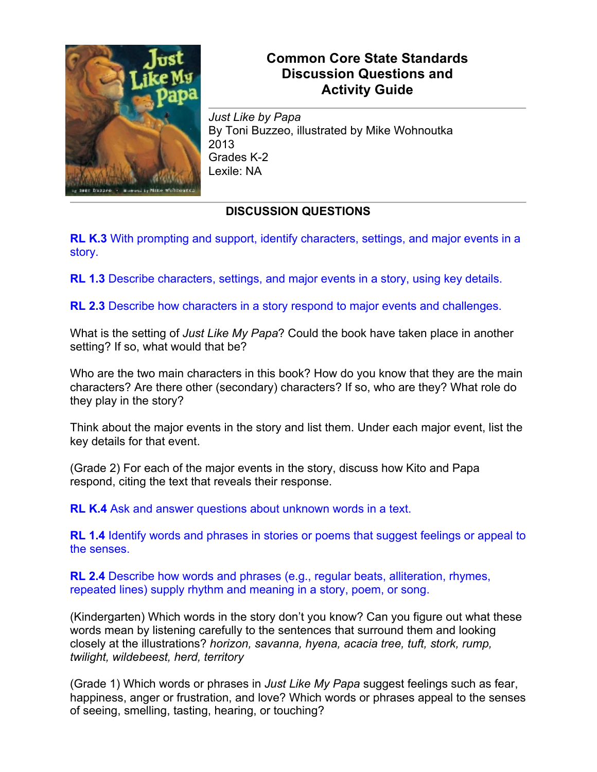# Common Core State Standards Discussion Questions and Activity Guide

*Just Like by Papa*
By Toni Buzzeo, illustrated by Mike Wohnoutka
2013
Grades K-2
Lexile: NA

## DISCUSSION QUESTIONS

**RL K.3** With prompting and support, identify characters, settings, and major events in a story.

**RL 1.3** Describe characters, settings, and major events in a story, using key details.

**RL 2.3** Describe how characters in a story respond to major events and challenges.

What is the setting of *Just Like My Papa*? Could the book have taken place in another setting? If so, what would that be?

Who are the two main characters in this book? How do you know that they are the main characters? Are there other (secondary) characters? If so, who are they? What role do they play in the story?

Think about the major events in the story and list them. Under each major event, list the key details for that event.

(Grade 2) For each of the major events in the story, discuss how Kito and Papa respond, citing the text that reveals their response.

**RL K.4** Ask and answer questions about unknown words in a text.

**RL 1.4** Identify words and phrases in stories or poems that suggest feelings or appeal to the senses.

**RL 2.4** Describe how words and phrases (e.g., regular beats, alliteration, rhymes, repeated lines) supply rhythm and meaning in a story, poem, or song.

(Kindergarten) Which words in the story don't you know? Can you figure out what these words mean by listening carefully to the sentences that surround them and looking closely at the illustrations? *horizon, savanna, hyena, acacia tree, tuft, stork, rump, twilight, wildebeest, herd, territory*

(Grade 1) Which words or phrases in *Just Like My Papa* suggest feelings such as fear, happiness, anger or frustration, and love? Which words or phrases appeal to the senses of seeing, smelling, tasting, hearing, or touching?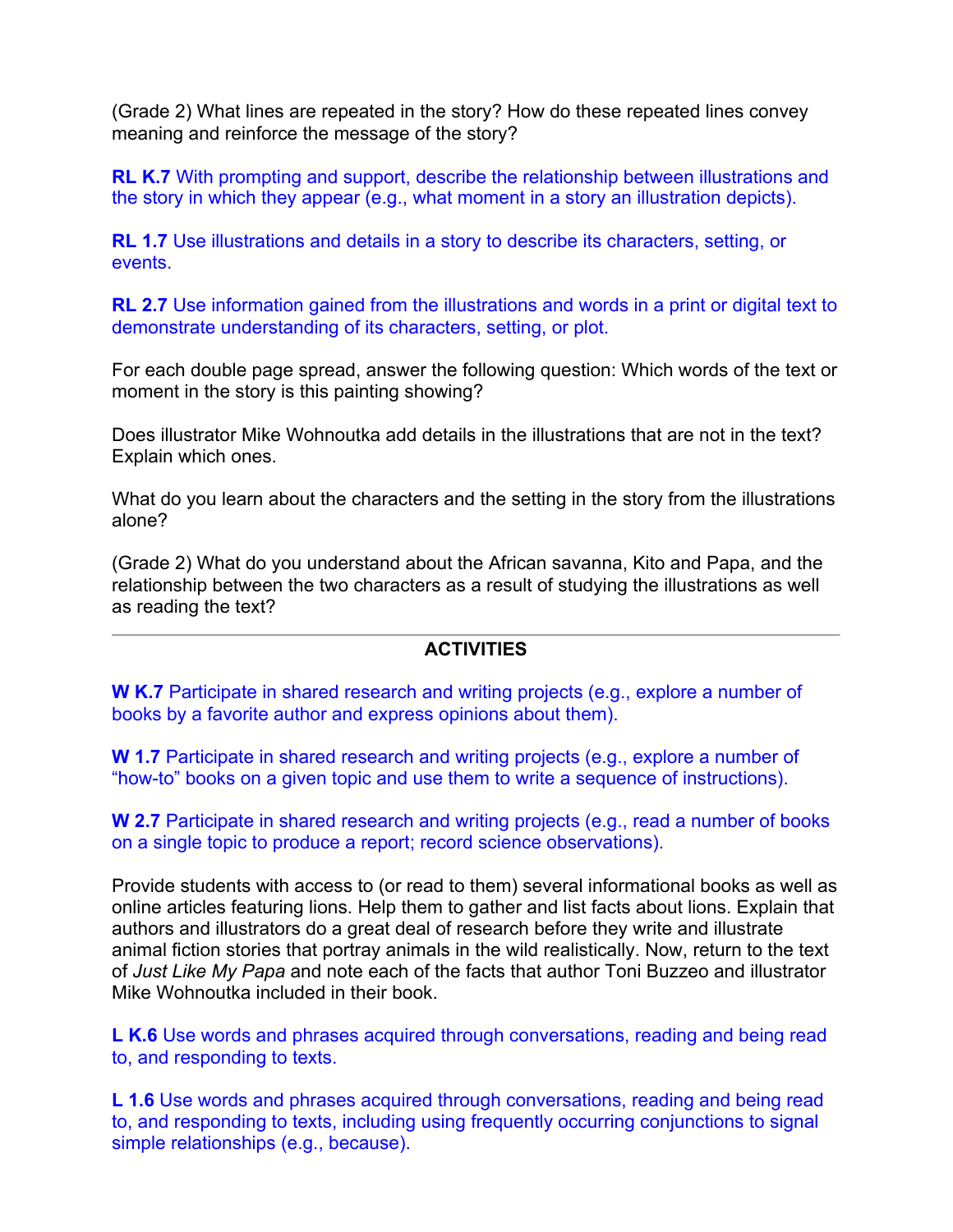(Grade 2) What lines are repeated in the story? How do these repeated lines convey meaning and reinforce the message of the story?

**RL K.7** With prompting and support, describe the relationship between illustrations and the story in which they appear (e.g., what moment in a story an illustration depicts).

**RL 1.7** Use illustrations and details in a story to describe its characters, setting, or events.

**RL 2.7** Use information gained from the illustrations and words in a print or digital text to demonstrate understanding of its characters, setting, or plot.

For each double page spread, answer the following question: Which words of the text or moment in the story is this painting showing?

Does illustrator Mike Wohnoutka add details in the illustrations that are not in the text? Explain which ones.

What do you learn about the characters and the setting in the story from the illustrations alone?

(Grade 2) What do you understand about the African savanna, Kito and Papa, and the relationship between the two characters as a result of studying the illustrations as well as reading the text?

---

## ACTIVITIES

**W K.7** Participate in shared research and writing projects (e.g., explore a number of books by a favorite author and express opinions about them).

**W 1.7** Participate in shared research and writing projects (e.g., explore a number of "how-to" books on a given topic and use them to write a sequence of instructions).

**W 2.7** Participate in shared research and writing projects (e.g., read a number of books on a single topic to produce a report; record science observations).

Provide students with access to (or read to them) several informational books as well as online articles featuring lions. Help them to gather and list facts about lions. Explain that authors and illustrators do a great deal of research before they write and illustrate animal fiction stories that portray animals in the wild realistically. Now, return to the text of *Just Like My Papa* and note each of the facts that author Toni Buzzeo and illustrator Mike Wohnoutka included in their book.

**L K.6** Use words and phrases acquired through conversations, reading and being read to, and responding to texts.

**L 1.6** Use words and phrases acquired through conversations, reading and being read to, and responding to texts, including using frequently occurring conjunctions to signal simple relationships (e.g., because).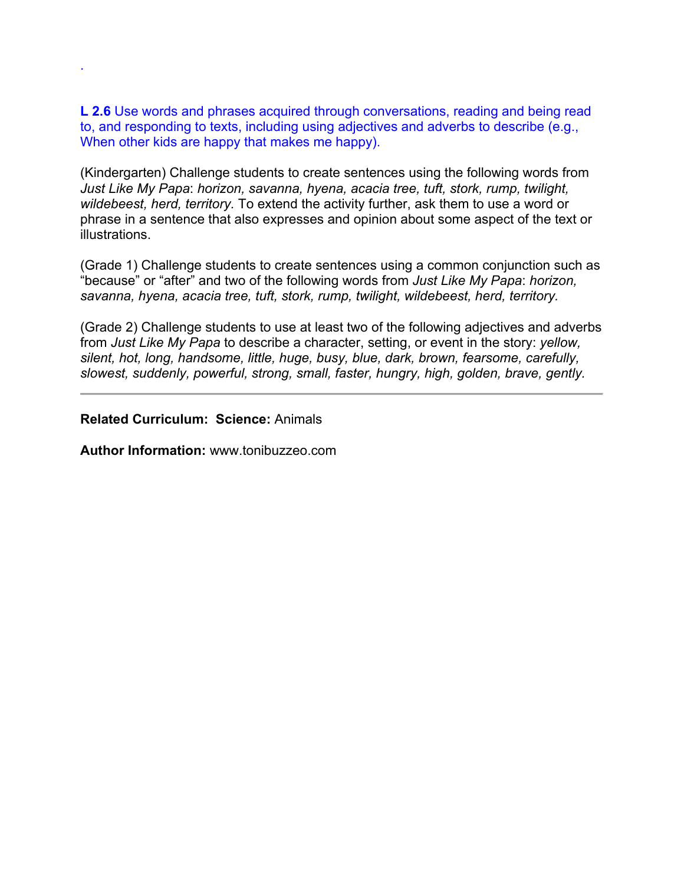.

**L 2.6** Use words and phrases acquired through conversations, reading and being read to, and responding to texts, including using adjectives and adverbs to describe (e.g., When other kids are happy that makes me happy).

(Kindergarten) Challenge students to create sentences using the following words from *Just Like My Papa*: *horizon, savanna, hyena, acacia tree, tuft, stork, rump, twilight, wildebeest, herd, territory.* To extend the activity further, ask them to use a word or phrase in a sentence that also expresses and opinion about some aspect of the text or illustrations.

(Grade 1) Challenge students to create sentences using a common conjunction such as "because" or "after" and two of the following words from *Just Like My Papa*: *horizon, savanna, hyena, acacia tree, tuft, stork, rump, twilight, wildebeest, herd, territory.*

(Grade 2) Challenge students to use at least two of the following adjectives and adverbs from *Just Like My Papa* to describe a character, setting, or event in the story: *yellow, silent, hot, long, handsome, little, huge, busy, blue, dark, brown, fearsome, carefully, slowest, suddenly, powerful, strong, small, faster, hungry, high, golden, brave, gently.*

---

**Related Curriculum: Science:** Animals

**Author Information:** www.tonibuzzeo.com